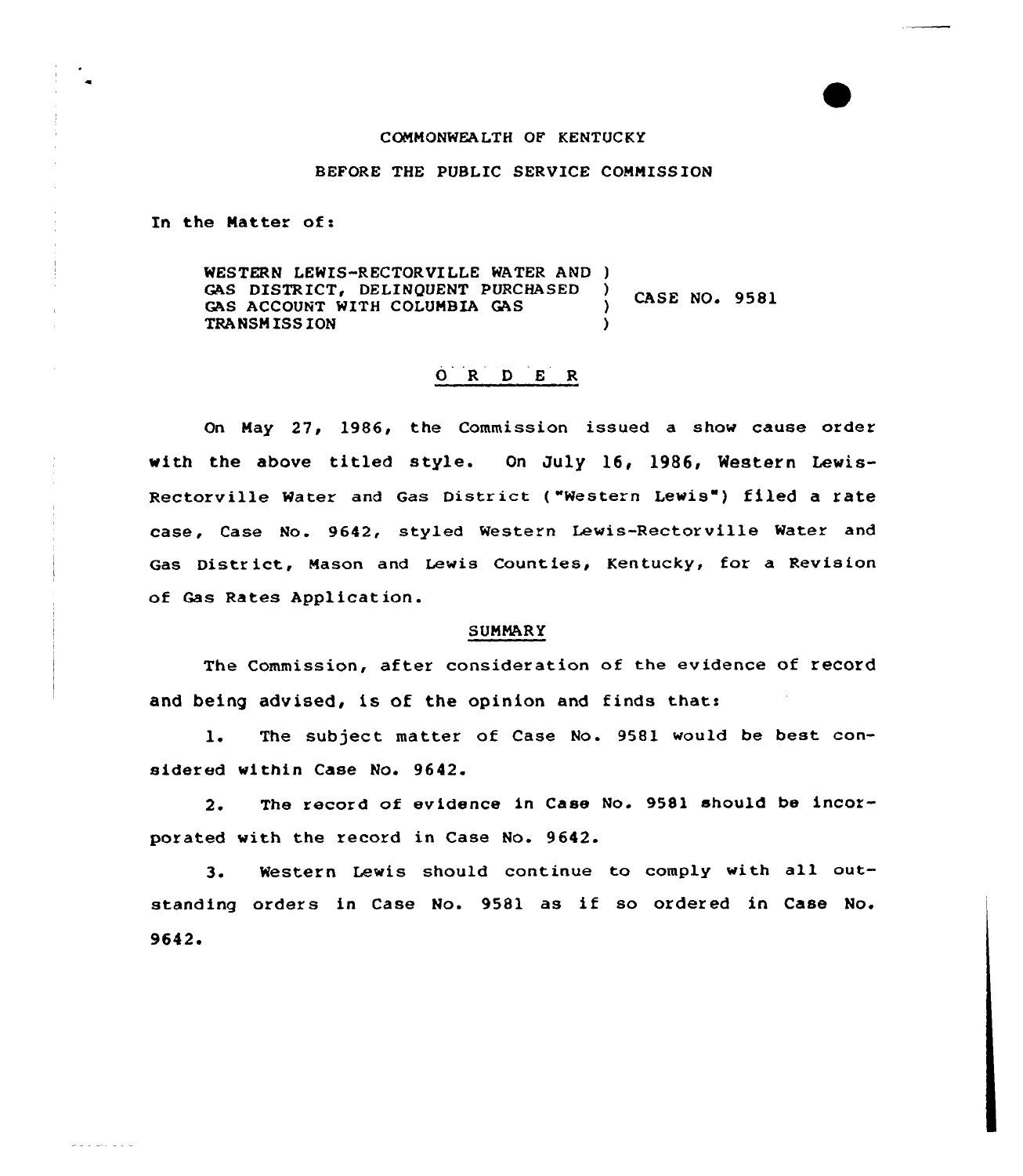COMMONWEALTH OF KENTUCKY

BEFORE THE PUBLIC SERVICE COMMISSION

In the Matter of:

| | | |
|---|---|---|
| WESTERN LEWIS-RECTORVILLE WATER AND GAS DISTRICT, DELINQUENT PURCHASED GAS ACCOUNT WITH COLUMBIA GAS TRANSMISSION | ) ) ) ) | CASE NO. 9581 |

## O R D E R

On May 27, 1986, the Commission issued a show cause order with the above titled style. On July 16, 1986, Western Lewis-Rectorville Water and Gas District ("Western Lewis") filed a rate case, Case No. 9642, styled Western Lewis-Rectorville Water and Gas District, Mason and Lewis Counties, Kentucky, for a Revision of Gas Rates Application.

### SUMMARY

The Commission, after consideration of the evidence of record and being advised, is of the opinion and finds that:

1. The subject matter of Case No. 9581 would be best considered within Case No. 9642.

2. The record of evidence in Case No. 9581 should be incorporated with the record in Case No. 9642.

3. Western Lewis should continue to comply with all outstanding orders in Case No. 9581 as if so ordered in Case No. 9642.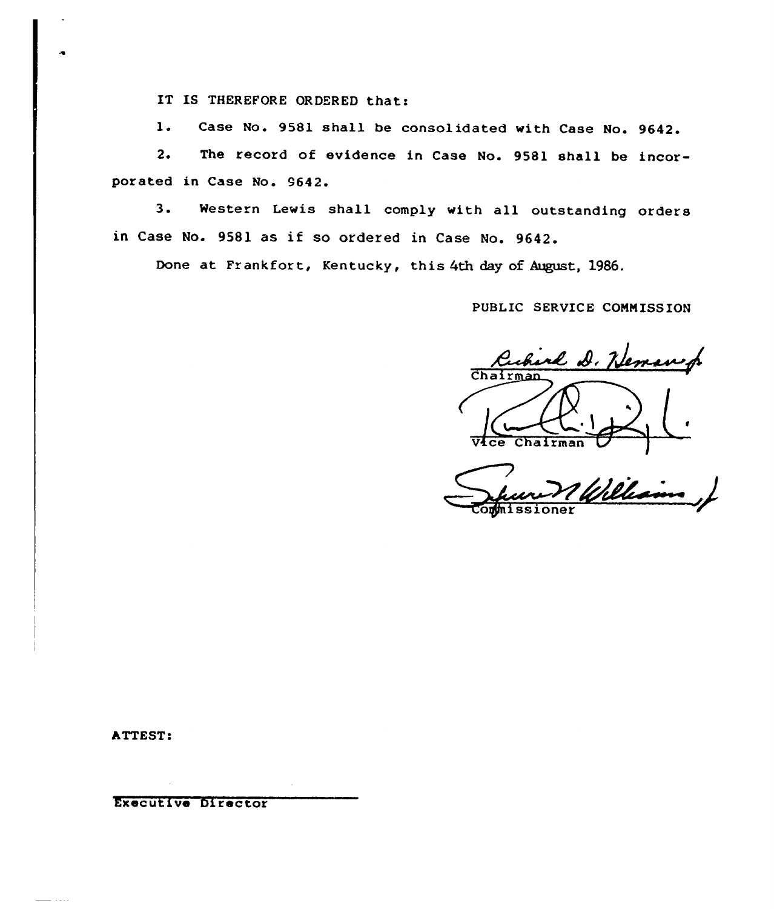IT IS THEREFORE ORDERED that:

1. Case No. 9581 shall be consolidated with Case No. 9642.

2. The record of evidence in Case No. 9581 shall be incorporated in Case No. 9642.

3. Western Lewis shall comply with all outstanding orders in Case No. 9581 as if so ordered in Case No. 9642.

Done at Frankfort, Kentucky, this 4th day of August, 1986.

PUBLIC SERVICE COMMISSION

Chairman

Vice Chairman

Commissioner

ATTEST:

Executive Director